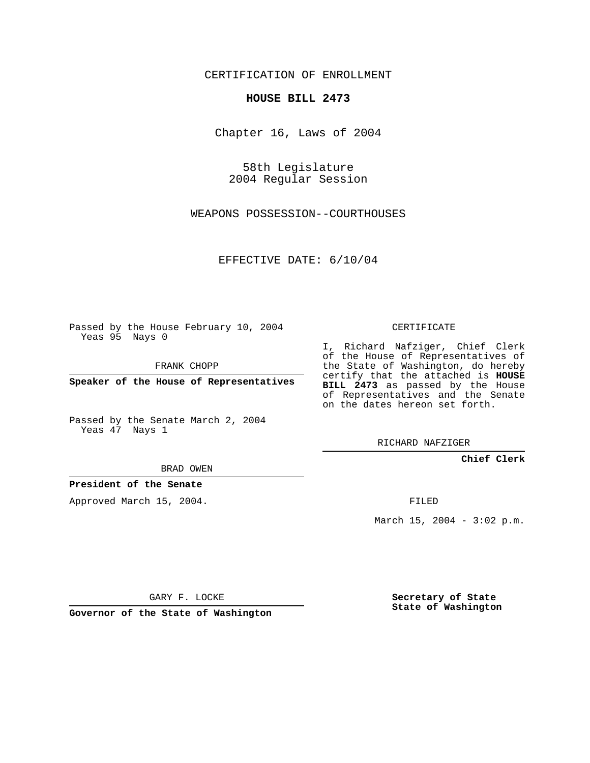CERTIFICATION OF ENROLLMENT

**HOUSE BILL 2473**

Chapter 16, Laws of 2004

58th Legislature
2004 Regular Session

WEAPONS POSSESSION--COURTHOUSES

EFFECTIVE DATE: 6/10/04

Passed by the House February 10, 2004
Yeas 95 Nays 0

FRANK CHOPP

**Speaker of the House of Representatives**

Passed by the Senate March 2, 2004
Yeas 47 Nays 1

BRAD OWEN

**President of the Senate**

Approved March 15, 2004.

GARY F. LOCKE

**Governor of the State of Washington**

CERTIFICATE

I, Richard Nafziger, Chief Clerk of the House of Representatives of the State of Washington, do hereby certify that the attached is **HOUSE BILL 2473** as passed by the House of Representatives and the Senate on the dates hereon set forth.

RICHARD NAFZIGER

**Chief Clerk**

FILED

March 15, 2004 - 3:02 p.m.

**Secretary of State**
**State of Washington**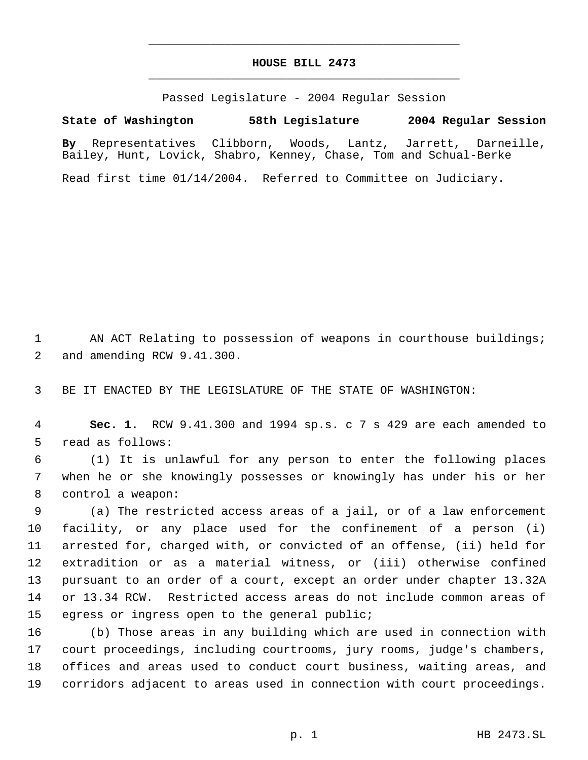# HOUSE BILL 2473

Passed Legislature - 2004 Regular Session

**State of Washington 58th Legislature 2004 Regular Session**

**By** Representatives Clibborn, Woods, Lantz, Jarrett, Darneille, Bailey, Hunt, Lovick, Shabro, Kenney, Chase, Tom and Schual-Berke

Read first time 01/14/2004. Referred to Committee on Judiciary.

AN ACT Relating to possession of weapons in courthouse buildings; and amending RCW 9.41.300.

BE IT ENACTED BY THE LEGISLATURE OF THE STATE OF WASHINGTON:

**Sec. 1.** RCW 9.41.300 and 1994 sp.s. c 7 s 429 are each amended to read as follows:

(1) It is unlawful for any person to enter the following places when he or she knowingly possesses or knowingly has under his or her control a weapon:

(a) The restricted access areas of a jail, or of a law enforcement facility, or any place used for the confinement of a person (i) arrested for, charged with, or convicted of an offense, (ii) held for extradition or as a material witness, or (iii) otherwise confined pursuant to an order of a court, except an order under chapter 13.32A or 13.34 RCW. Restricted access areas do not include common areas of egress or ingress open to the general public;

(b) Those areas in any building which are used in connection with court proceedings, including courtrooms, jury rooms, judge's chambers, offices and areas used to conduct court business, waiting areas, and corridors adjacent to areas used in connection with court proceedings.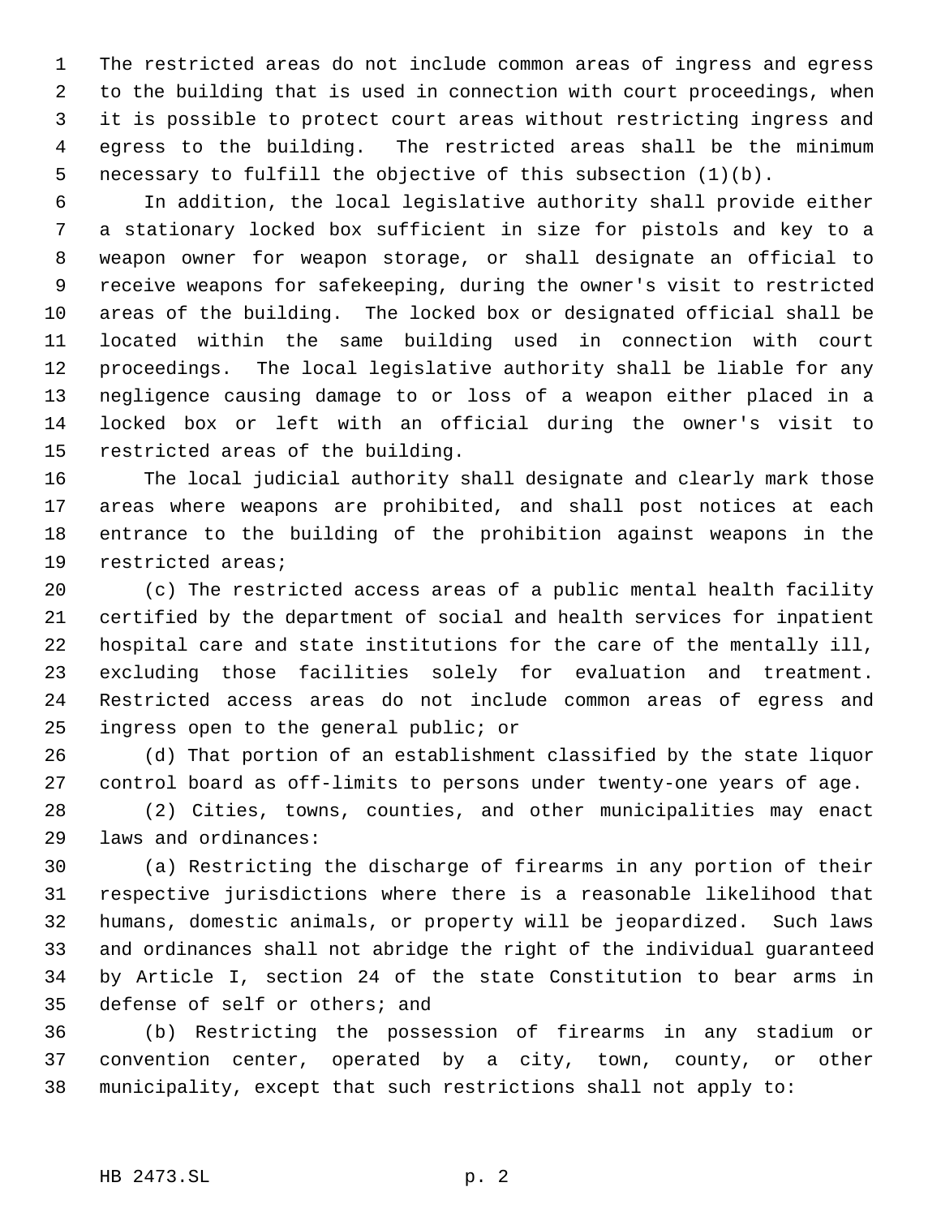The restricted areas do not include common areas of ingress and egress to the building that is used in connection with court proceedings, when it is possible to protect court areas without restricting ingress and egress to the building. The restricted areas shall be the minimum necessary to fulfill the objective of this subsection (1)(b).

In addition, the local legislative authority shall provide either a stationary locked box sufficient in size for pistols and key to a weapon owner for weapon storage, or shall designate an official to receive weapons for safekeeping, during the owner's visit to restricted areas of the building. The locked box or designated official shall be located within the same building used in connection with court proceedings. The local legislative authority shall be liable for any negligence causing damage to or loss of a weapon either placed in a locked box or left with an official during the owner's visit to restricted areas of the building.

The local judicial authority shall designate and clearly mark those areas where weapons are prohibited, and shall post notices at each entrance to the building of the prohibition against weapons in the restricted areas;

(c) The restricted access areas of a public mental health facility certified by the department of social and health services for inpatient hospital care and state institutions for the care of the mentally ill, excluding those facilities solely for evaluation and treatment. Restricted access areas do not include common areas of egress and ingress open to the general public; or

(d) That portion of an establishment classified by the state liquor control board as off-limits to persons under twenty-one years of age.

(2) Cities, towns, counties, and other municipalities may enact laws and ordinances:

(a) Restricting the discharge of firearms in any portion of their respective jurisdictions where there is a reasonable likelihood that humans, domestic animals, or property will be jeopardized. Such laws and ordinances shall not abridge the right of the individual guaranteed by Article I, section 24 of the state Constitution to bear arms in defense of self or others; and

(b) Restricting the possession of firearms in any stadium or convention center, operated by a city, town, county, or other municipality, except that such restrictions shall not apply to: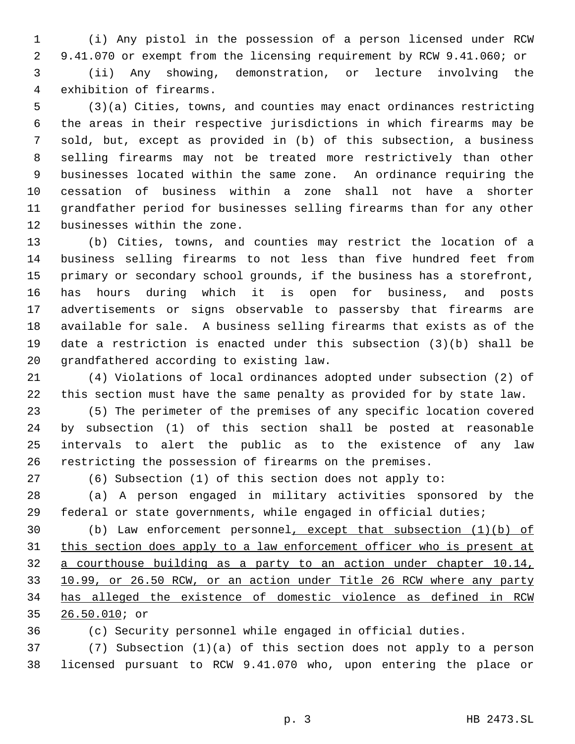(i) Any pistol in the possession of a person licensed under RCW 9.41.070 or exempt from the licensing requirement by RCW 9.41.060; or

(ii) Any showing, demonstration, or lecture involving the exhibition of firearms.

(3)(a) Cities, towns, and counties may enact ordinances restricting the areas in their respective jurisdictions in which firearms may be sold, but, except as provided in (b) of this subsection, a business selling firearms may not be treated more restrictively than other businesses located within the same zone. An ordinance requiring the cessation of business within a zone shall not have a shorter grandfather period for businesses selling firearms than for any other businesses within the zone.

(b) Cities, towns, and counties may restrict the location of a business selling firearms to not less than five hundred feet from primary or secondary school grounds, if the business has a storefront, has hours during which it is open for business, and posts advertisements or signs observable to passersby that firearms are available for sale. A business selling firearms that exists as of the date a restriction is enacted under this subsection (3)(b) shall be grandfathered according to existing law.

(4) Violations of local ordinances adopted under subsection (2) of this section must have the same penalty as provided for by state law.

(5) The perimeter of the premises of any specific location covered by subsection (1) of this section shall be posted at reasonable intervals to alert the public as to the existence of any law restricting the possession of firearms on the premises.

(6) Subsection (1) of this section does not apply to:

(a) A person engaged in military activities sponsored by the federal or state governments, while engaged in official duties;

(b) Law enforcement personnel<u>, except that subsection (1)(b) of this section does apply to a law enforcement officer who is present at a courthouse building as a party to an action under chapter 10.14, 10.99, or 26.50 RCW, or an action under Title 26 RCW where any party has alleged the existence of domestic violence as defined in RCW 26.50.010</u>; or

(c) Security personnel while engaged in official duties.

(7) Subsection (1)(a) of this section does not apply to a person licensed pursuant to RCW 9.41.070 who, upon entering the place or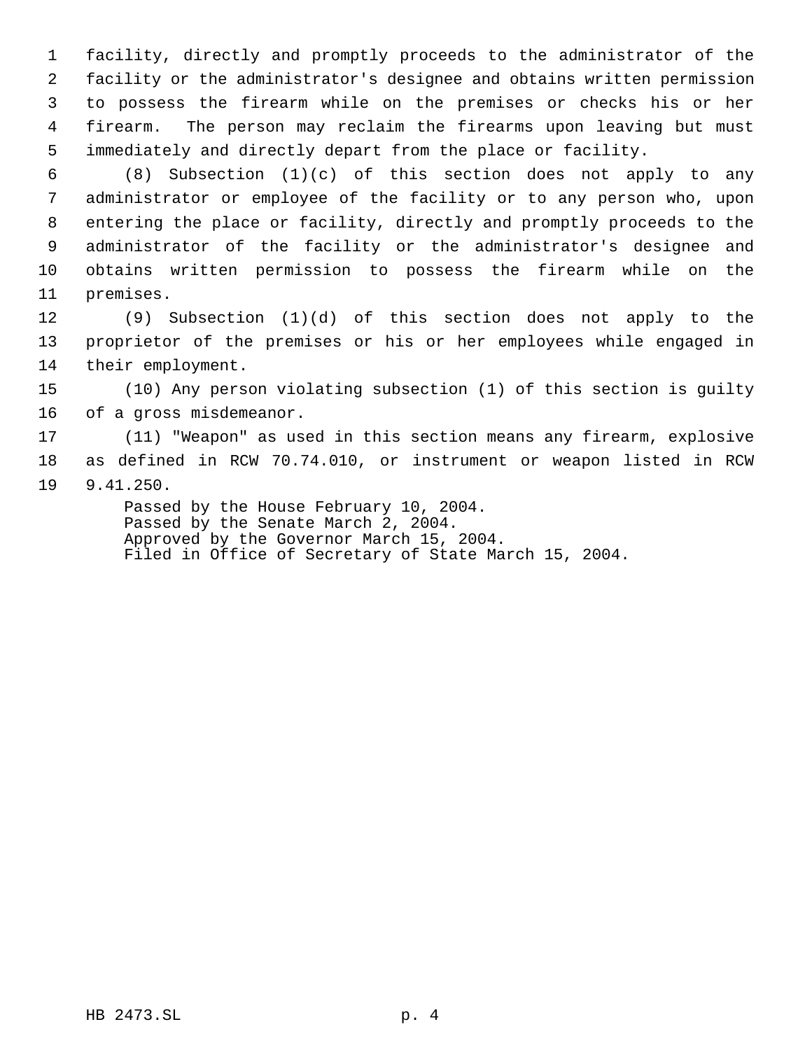facility, directly and promptly proceeds to the administrator of the facility or the administrator's designee and obtains written permission to possess the firearm while on the premises or checks his or her firearm. The person may reclaim the firearms upon leaving but must immediately and directly depart from the place or facility.

(8) Subsection (1)(c) of this section does not apply to any administrator or employee of the facility or to any person who, upon entering the place or facility, directly and promptly proceeds to the administrator of the facility or the administrator's designee and obtains written permission to possess the firearm while on the premises.

(9) Subsection (1)(d) of this section does not apply to the proprietor of the premises or his or her employees while engaged in their employment.

(10) Any person violating subsection (1) of this section is guilty of a gross misdemeanor.

(11) "Weapon" as used in this section means any firearm, explosive as defined in RCW 70.74.010, or instrument or weapon listed in RCW 9.41.250.

Passed by the House February 10, 2004.
Passed by the Senate March 2, 2004.
Approved by the Governor March 15, 2004.
Filed in Office of Secretary of State March 15, 2004.